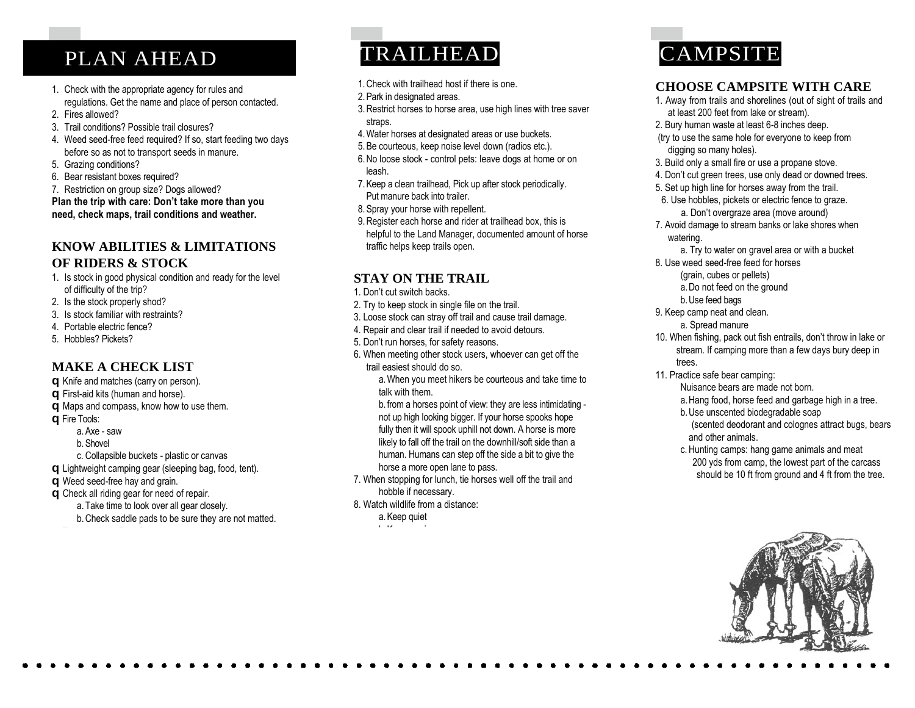# PLAN AHEAD

1. Check with the appropriate agency for rules and regulations. Get the name and place of person contacted.
2. Fires allowed?
3. Trail conditions? Possible trail closures?
4. Weed seed-free feed required? If so, start feeding two days before so as not to transport seeds in manure.
5. Grazing conditions?
6. Bear resistant boxes required?
7. Restriction on group size? Dogs allowed?

**Plan the trip with care: Don't take more than you need, check maps, trail conditions and weather.**

## KNOW ABILITIES & LIMITATIONS OF RIDERS & STOCK

1. Is stock in good physical condition and ready for the level of difficulty of the trip?
2. Is the stock properly shod?
3. Is stock familiar with restraints?
4. Portable electric fence?
5. Hobbles? Pickets?

## MAKE A CHECK LIST

- Knife and matches (carry on person).
- First-aid kits (human and horse).
- Maps and compass, know how to use them.
- Fire Tools:
  - a. Axe - saw
  - b. Shovel
  - c. Collapsible buckets - plastic or canvas
- Lightweight camping gear (sleeping bag, food, tent).
- Weed seed-free hay and grain.
- Check all riding gear for need of repair.
  - a. Take time to look over all gear closely.
  - b. Check saddle pads to be sure they are not matted.

# TRAILHEAD

1. Check with trailhead host if there is one.
2. Park in designated areas.
3. Restrict horses to horse area, use high lines with tree saver straps.
4. Water horses at designated areas or use buckets.
5. Be courteous, keep noise level down (radios etc.).
6. No loose stock - control pets: leave dogs at home or on leash.
7. Keep a clean trailhead, Pick up after stock periodically. Put manure back into trailer.
8. Spray your horse with repellent.
9. Register each horse and rider at trailhead box, this is helpful to the Land Manager, documented amount of horse traffic helps keep trails open.

## STAY ON THE TRAIL

1. Don't cut switch backs.
2. Try to keep stock in single file on the trail.
3. Loose stock can stray off trail and cause trail damage.
4. Repair and clear trail if needed to avoid detours.
5. Don't run horses, for safety reasons.
6. When meeting other stock users, whoever can get off the trail easiest should do so.
   - a. When you meet hikers be courteous and take time to talk with them.
   - b. from a horses point of view: they are less intimidating - not up high looking bigger. If your horse spooks hope fully then it will spook uphill not down. A horse is more likely to fall off the trail on the downhill/soft side than a human. Humans can step off the side a bit to give the horse a more open lane to pass.
7. When stopping for lunch, tie horses well off the trail and hobble if necessary.
8. Watch wildlife from a distance:
   - a. Keep quiet

# CAMPSITE

## CHOOSE CAMPSITE WITH CARE

1. Away from trails and shorelines (out of sight of trails and at least 200 feet from lake or stream).
2. Bury human waste at least 6-8 inches deep. (try to use the same hole for everyone to keep from digging so many holes).
3. Build only a small fire or use a propane stove.
4. Don't cut green trees, use only dead or downed trees.
5. Set up high line for horses away from the trail.
6. Use hobbles, pickets or electric fence to graze.
   - a. Don't overgraze area (move around)
7. Avoid damage to stream banks or lake shores when watering.
   - a. Try to water on gravel area or with a bucket
8. Use weed seed-free feed for horses (grain, cubes or pellets)
   - a. Do not feed on the ground
   - b. Use feed bags
9. Keep camp neat and clean.
   - a. Spread manure
10. When fishing, pack out fish entrails, don't throw in lake or stream. If camping more than a few days bury deep in trees.
11. Practice safe bear camping:
    Nuisance bears are made not born.
    - a. Hang food, horse feed and garbage high in a tree.
    - b. Use unscented biodegradable soap (scented deodorant and colognes attract bugs, bears and other animals.
    - c. Hunting camps: hang game animals and meat 200 yds from camp, the lowest part of the carcass should be 10 ft from ground and 4 ft from the tree.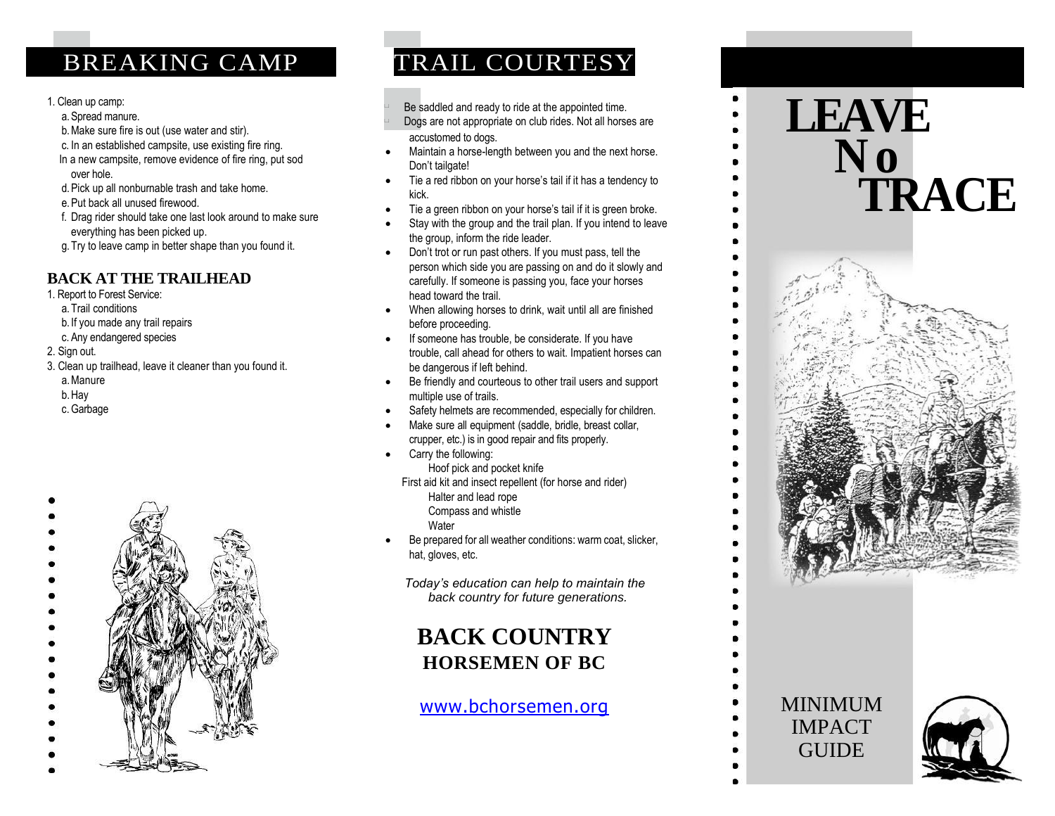# BREAKING CAMP

1. Clean up camp:
   a. Spread manure.
   b. Make sure fire is out (use water and stir).
   c. In an established campsite, use existing fire ring.
   In a new campsite, remove evidence of fire ring, put sod over hole.
   d. Pick up all nonburnable trash and take home.
   e. Put back all unused firewood.
   f. Drag rider should take one last look around to make sure everything has been picked up.
   g. Try to leave camp in better shape than you found it.

## BACK AT THE TRAILHEAD

1. Report to Forest Service:
   a. Trail conditions
   b. If you made any trail repairs
   c. Any endangered species
2. Sign out.
3. Clean up trailhead, leave it cleaner than you found it.
   a. Manure
   b. Hay
   c. Garbage

# TRAIL COURTESY

- Be saddled and ready to ride at the appointed time.
- Dogs are not appropriate on club rides. Not all horses are accustomed to dogs.
- Maintain a horse-length between you and the next horse. Don't tailgate!
- Tie a red ribbon on your horse's tail if it has a tendency to kick.
- Tie a green ribbon on your horse's tail if it is green broke.
- Stay with the group and the trail plan. If you intend to leave the group, inform the ride leader.
- Don't trot or run past others. If you must pass, tell the person which side you are passing on and do it slowly and carefully. If someone is passing you, face your horses head toward the trail.
- When allowing horses to drink, wait until all are finished before proceeding.
- If someone has trouble, be considerate. If you have trouble, call ahead for others to wait. Impatient horses can be dangerous if left behind.
- Be friendly and courteous to other trail users and support multiple use of trails.
- Safety helmets are recommended, especially for children.
- Make sure all equipment (saddle, bridle, breast collar, crupper, etc.) is in good repair and fits properly.
- Carry the following:
  - Hoof pick and pocket knife
  - First aid kit and insect repellent (for horse and rider)
  - Halter and lead rope
  - Compass and whistle
  - Water
- Be prepared for all weather conditions: warm coat, slicker, hat, gloves, etc.

*Today's education can help to maintain the back country for future generations.*

**BACK COUNTRY**
**HORSEMEN OF BC**

www.bchorsemen.org

# LEAVE No TRACE

MINIMUM IMPACT GUIDE